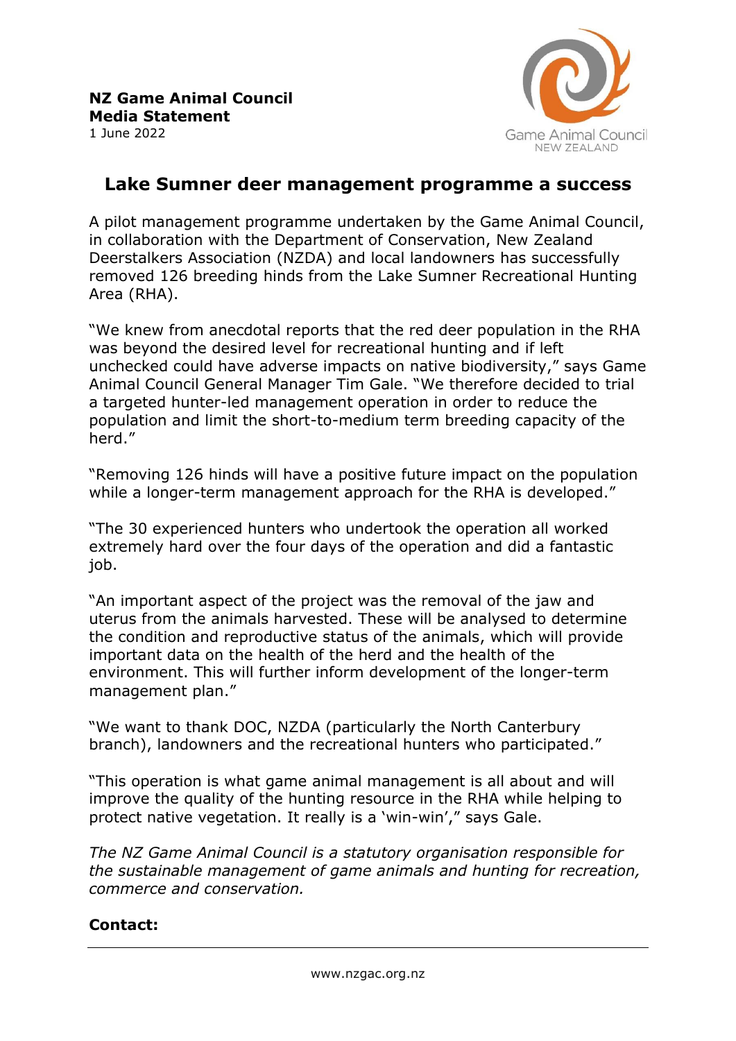**NZ Game Animal Council**
**Media Statement**
1 June 2022

Game Animal Council
NEW ZEALAND

# Lake Sumner deer management programme a success

A pilot management programme undertaken by the Game Animal Council, in collaboration with the Department of Conservation, New Zealand Deerstalkers Association (NZDA) and local landowners has successfully removed 126 breeding hinds from the Lake Sumner Recreational Hunting Area (RHA).

"We knew from anecdotal reports that the red deer population in the RHA was beyond the desired level for recreational hunting and if left unchecked could have adverse impacts on native biodiversity," says Game Animal Council General Manager Tim Gale. "We therefore decided to trial a targeted hunter-led management operation in order to reduce the population and limit the short-to-medium term breeding capacity of the herd."

"Removing 126 hinds will have a positive future impact on the population while a longer-term management approach for the RHA is developed."

"The 30 experienced hunters who undertook the operation all worked extremely hard over the four days of the operation and did a fantastic job.

"An important aspect of the project was the removal of the jaw and uterus from the animals harvested. These will be analysed to determine the condition and reproductive status of the animals, which will provide important data on the health of the herd and the health of the environment. This will further inform development of the longer-term management plan."

"We want to thank DOC, NZDA (particularly the North Canterbury branch), landowners and the recreational hunters who participated."

"This operation is what game animal management is all about and will improve the quality of the hunting resource in the RHA while helping to protect native vegetation. It really is a 'win-win'," says Gale.

*The NZ Game Animal Council is a statutory organisation responsible for the sustainable management of game animals and hunting for recreation, commerce and conservation.*

**Contact:**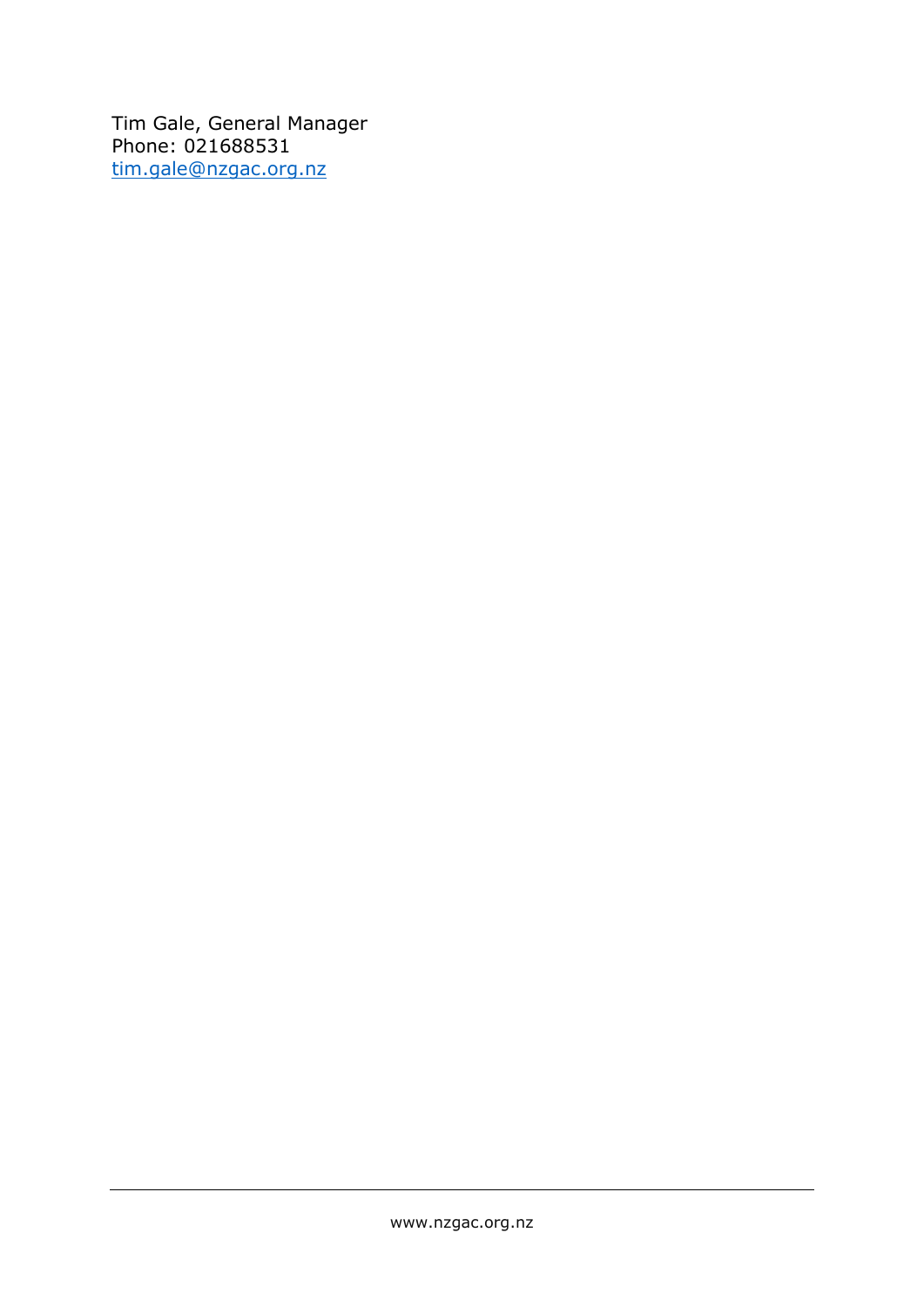Tim Gale, General Manager
Phone: 021688531
tim.gale@nzgac.org.nz